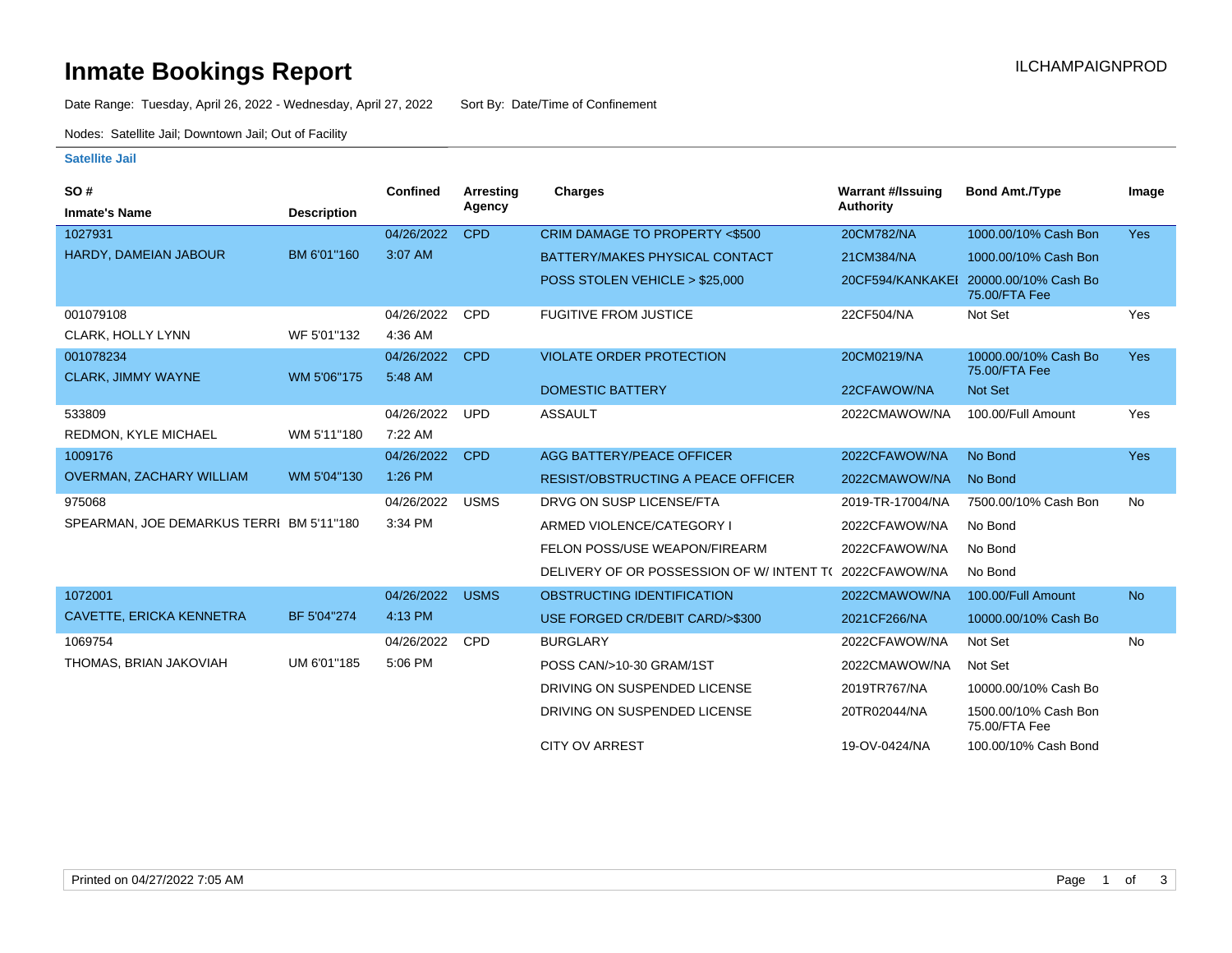# Inmate Bookings Report

ILCHAMPAIGNPROD

Date Range: Tuesday, April 26, 2022 - Wednesday, April 27, 2022    Sort By: Date/Time of Confinement

Nodes: Satellite Jail; Downtown Jail; Out of Facility

### Satellite Jail

| SO # / Inmate's Name | Description | Confined | Arresting Agency | Charges | Warrant #/Issuing Authority | Bond Amt./Type | Image |
|---|---|---|---|---|---|---|---|
| 1027931 | | 04/26/2022 | CPD | CRIM DAMAGE TO PROPERTY <$500 | 20CM782/NA | 1000.00/10% Cash Bon | Yes |
| HARDY, DAMEIAN JABOUR | BM 6'01"160 | 3:07 AM | | BATTERY/MAKES PHYSICAL CONTACT | 21CM384/NA | 1000.00/10% Cash Bon | |
| | | | | POSS STOLEN VEHICLE > $25,000 | 20CF594/KANKAKEI | 20000.00/10% Cash Bo 75.00/FTA Fee | |
| 001079108 | | 04/26/2022 | CPD | FUGITIVE FROM JUSTICE | 22CF504/NA | Not Set | Yes |
| CLARK, HOLLY LYNN | WF 5'01"132 | 4:36 AM | | | | | |
| 001078234 | | 04/26/2022 | CPD | VIOLATE ORDER PROTECTION | 20CM0219/NA | 10000.00/10% Cash Bo 75.00/FTA Fee | Yes |
| CLARK, JIMMY WAYNE | WM 5'06"175 | 5:48 AM | | DOMESTIC BATTERY | 22CFAWOW/NA | Not Set | |
| 533809 | | 04/26/2022 | UPD | ASSAULT | 2022CMAWOW/NA | 100.00/Full Amount | Yes |
| REDMON, KYLE MICHAEL | WM 5'11"180 | 7:22 AM | | | | | |
| 1009176 | | 04/26/2022 | CPD | AGG BATTERY/PEACE OFFICER | 2022CFAWOW/NA | No Bond | Yes |
| OVERMAN, ZACHARY WILLIAM | WM 5'04"130 | 1:26 PM | | RESIST/OBSTRUCTING A PEACE OFFICER | 2022CMAWOW/NA | No Bond | |
| 975068 | | 04/26/2022 | USMS | DRVG ON SUSP LICENSE/FTA | 2019-TR-17004/NA | 7500.00/10% Cash Bon | No |
| SPEARMAN, JOE DEMARKUS TERRI | BM 5'11"180 | 3:34 PM | | ARMED VIOLENCE/CATEGORY I | 2022CFAWOW/NA | No Bond | |
| | | | | FELON POSS/USE WEAPON/FIREARM | 2022CFAWOW/NA | No Bond | |
| | | | | DELIVERY OF OR POSSESSION OF W/ INTENT T( | 2022CFAWOW/NA | No Bond | |
| 1072001 | | 04/26/2022 | USMS | OBSTRUCTING IDENTIFICATION | 2022CMAWOW/NA | 100.00/Full Amount | No |
| CAVETTE, ERICKA KENNETRA | BF 5'04"274 | 4:13 PM | | USE FORGED CR/DEBIT CARD/>$300 | 2021CF266/NA | 10000.00/10% Cash Bo | |
| 1069754 | | 04/26/2022 | CPD | BURGLARY | 2022CFAWOW/NA | Not Set | No |
| THOMAS, BRIAN JAKOVIAH | UM 6'01"185 | 5:06 PM | | POSS CAN/>10-30 GRAM/1ST | 2022CMAWOW/NA | Not Set | |
| | | | | DRIVING ON SUSPENDED LICENSE | 2019TR767/NA | 10000.00/10% Cash Bo | |
| | | | | DRIVING ON SUSPENDED LICENSE | 20TR02044/NA | 1500.00/10% Cash Bon 75.00/FTA Fee | |
| | | | | CITY OV ARREST | 19-OV-0424/NA | 100.00/10% Cash Bond | |

Printed on 04/27/2022 7:05 AM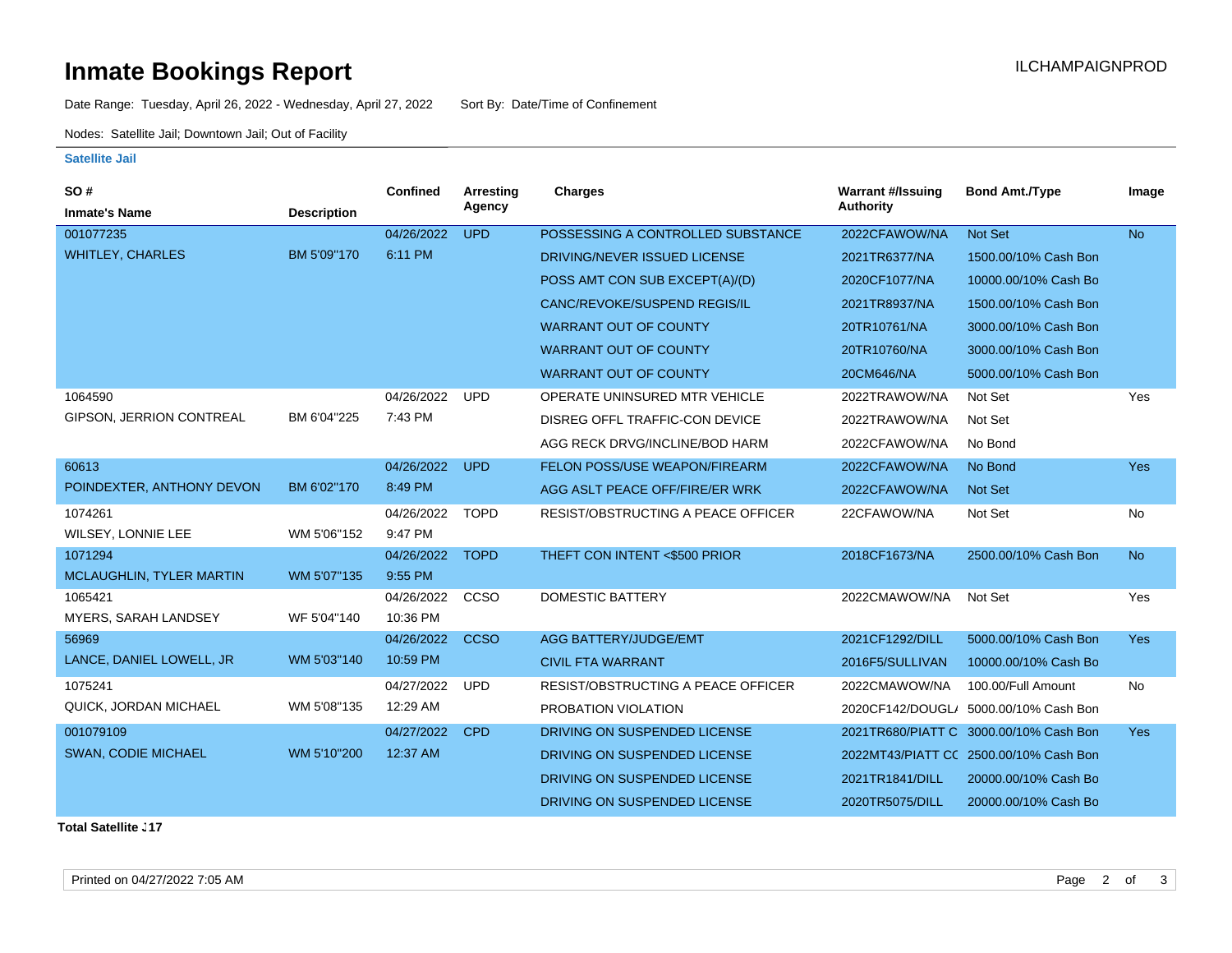# Inmate Bookings Report

ILCHAMPAIGNPROD

Date Range: Tuesday, April 26, 2022 - Wednesday, April 27, 2022 Sort By: Date/Time of Confinement

Nodes: Satellite Jail; Downtown Jail; Out of Facility

**Satellite Jail**

| SO # / Inmate's Name | Description | Confined | Arresting Agency | Charges | Warrant #/Issuing Authority | Bond Amt./Type | Image |
|---|---|---|---|---|---|---|---|
| 001077235 | | 04/26/2022 | UPD | POSSESSING A CONTROLLED SUBSTANCE | 2022CFAWOW/NA | Not Set | No |
| WHITLEY, CHARLES | BM 5'09"170 | 6:11 PM | | DRIVING/NEVER ISSUED LICENSE | 2021TR6377/NA | 1500.00/10% Cash Bon | |
| | | | | POSS AMT CON SUB EXCEPT(A)/(D) | 2020CF1077/NA | 10000.00/10% Cash Bo | |
| | | | | CANC/REVOKE/SUSPEND REGIS/IL | 2021TR8937/NA | 1500.00/10% Cash Bon | |
| | | | | WARRANT OUT OF COUNTY | 20TR10761/NA | 3000.00/10% Cash Bon | |
| | | | | WARRANT OUT OF COUNTY | 20TR10760/NA | 3000.00/10% Cash Bon | |
| | | | | WARRANT OUT OF COUNTY | 20CM646/NA | 5000.00/10% Cash Bon | |
| 1064590 | | 04/26/2022 | UPD | OPERATE UNINSURED MTR VEHICLE | 2022TRAWOW/NA | Not Set | Yes |
| GIPSON, JERRION CONTREAL | BM 6'04"225 | 7:43 PM | | DISREG OFFL TRAFFIC-CON DEVICE | 2022TRAWOW/NA | Not Set | |
| | | | | AGG RECK DRVG/INCLINE/BOD HARM | 2022CFAWOW/NA | No Bond | |
| 60613 | | 04/26/2022 | UPD | FELON POSS/USE WEAPON/FIREARM | 2022CFAWOW/NA | No Bond | Yes |
| POINDEXTER, ANTHONY DEVON | BM 6'02"170 | 8:49 PM | | AGG ASLT PEACE OFF/FIRE/ER WRK | 2022CFAWOW/NA | Not Set | |
| 1074261 | | 04/26/2022 | TOPD | RESIST/OBSTRUCTING A PEACE OFFICER | 22CFAWOW/NA | Not Set | No |
| WILSEY, LONNIE LEE | WM 5'06"152 | 9:47 PM | | | | | |
| 1071294 | | 04/26/2022 | TOPD | THEFT CON INTENT <$500 PRIOR | 2018CF1673/NA | 2500.00/10% Cash Bon | No |
| MCLAUGHLIN, TYLER MARTIN | WM 5'07"135 | 9:55 PM | | | | | |
| 1065421 | | 04/26/2022 | CCSO | DOMESTIC BATTERY | 2022CMAWOW/NA | Not Set | Yes |
| MYERS, SARAH LANDSEY | WF 5'04"140 | 10:36 PM | | | | | |
| 56969 | | 04/26/2022 | CCSO | AGG BATTERY/JUDGE/EMT | 2021CF1292/DILL | 5000.00/10% Cash Bon | Yes |
| LANCE, DANIEL LOWELL, JR | WM 5'03"140 | 10:59 PM | | CIVIL FTA WARRANT | 2016F5/SULLIVAN | 10000.00/10% Cash Bo | |
| 1075241 | | 04/27/2022 | UPD | RESIST/OBSTRUCTING A PEACE OFFICER | 2022CMAWOW/NA | 100.00/Full Amount | No |
| QUICK, JORDAN MICHAEL | WM 5'08"135 | 12:29 AM | | PROBATION VIOLATION | 2020CF142/DOUGL/ | 5000.00/10% Cash Bon | |
| 001079109 | | 04/27/2022 | CPD | DRIVING ON SUSPENDED LICENSE | 2021TR680/PIATT C | 3000.00/10% Cash Bon | Yes |
| SWAN, CODIE MICHAEL | WM 5'10"200 | 12:37 AM | | DRIVING ON SUSPENDED LICENSE | 2022MT43/PIATT CC | 2500.00/10% Cash Bon | |
| | | | | DRIVING ON SUSPENDED LICENSE | 2021TR1841/DILL | 20000.00/10% Cash Bo | |
| | | | | DRIVING ON SUSPENDED LICENSE | 2020TR5075/DILL | 20000.00/10% Cash Bo | |

**Total Satellite J17**

Printed on 04/27/2022 7:05 AM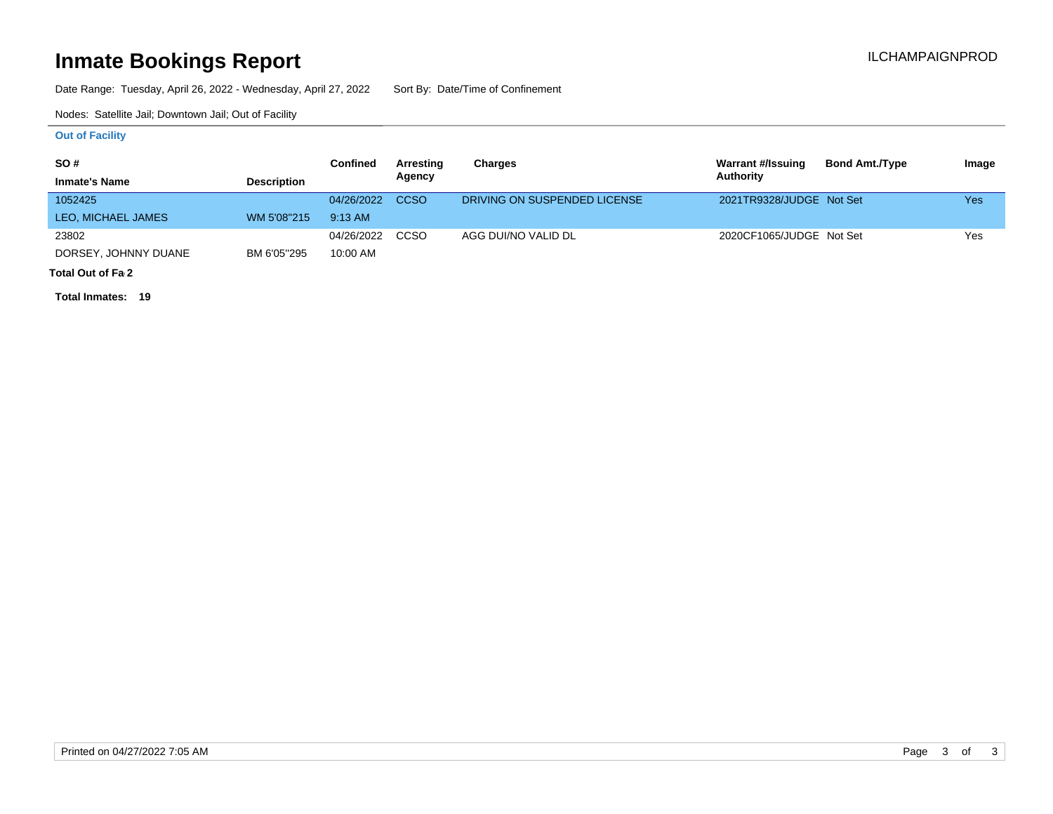# Inmate Bookings Report

ILCHAMPAIGNPROD

Date Range: Tuesday, April 26, 2022 - Wednesday, April 27, 2022    Sort By: Date/Time of Confinement

Nodes: Satellite Jail; Downtown Jail; Out of Facility

### Out of Facility

| SO # / Inmate's Name | Description | Confined | Arresting Agency | Charges | Warrant #/Issuing Authority | Bond Amt./Type | Image |
|---|---|---|---|---|---|---|---|
| 1052425<br>LEO, MICHAEL JAMES | WM 5'08"215 | 04/26/2022<br>9:13 AM | CCSO | DRIVING ON SUSPENDED LICENSE | 2021TR9328/JUDGE | Not Set | Yes |
| 23802<br>DORSEY, JOHNNY DUANE | BM 6'05"295 | 04/26/2022<br>10:00 AM | CCSO | AGG DUI/NO VALID DL | 2020CF1065/JUDGE | Not Set | Yes |

**Total Out of Fa 2**

**Total Inmates: 19**

Printed on 04/27/2022 7:05 AM